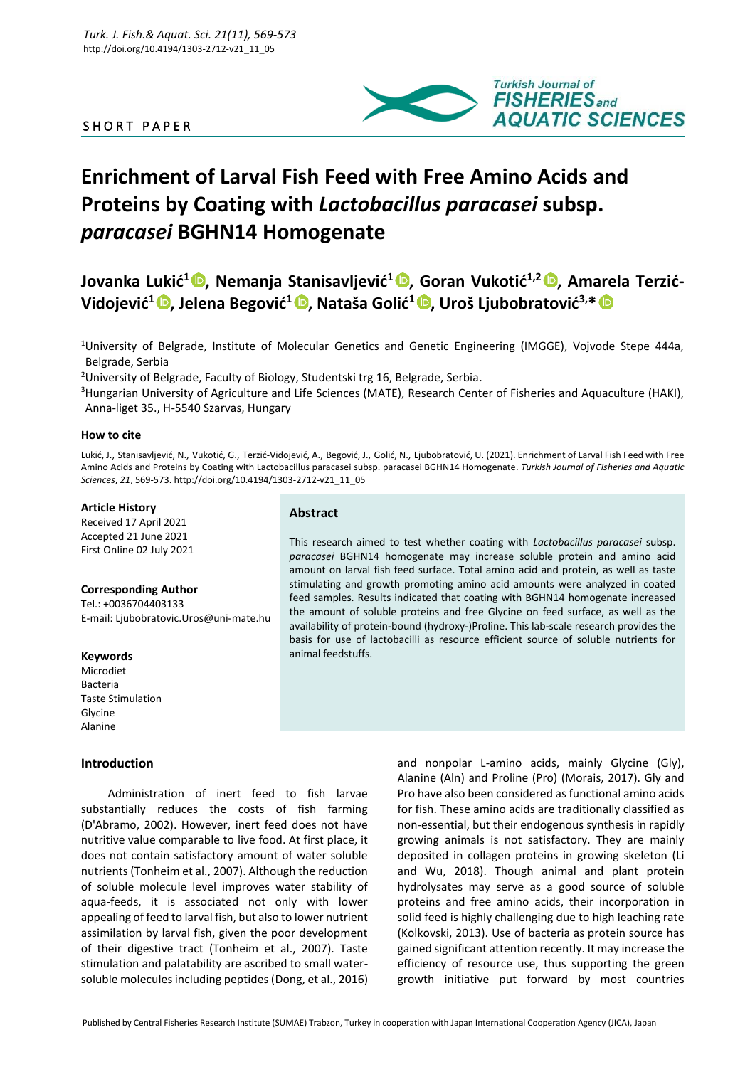SHORT PAPER

# Enrichment of Larval Fish Feed with Free Amino Acids and Proteins by Coating with *Lactobacillus paracasei* subsp. *paracasei* BGHN14 Homogenate

**Jovanka Lukić[1], Nemanja Stanisavljević[1], Goran Vukotić[1,2], Amarela Terzić-Vidojević[1], Jelena Begović[1], Nataša Golić[1], Uroš Ljubobratović[3,*]**

[1]University of Belgrade, Institute of Molecular Genetics and Genetic Engineering (IMGGE), Vojvode Stepe 444a, Belgrade, Serbia

[2]University of Belgrade, Faculty of Biology, Studentski trg 16, Belgrade, Serbia.

[3]Hungarian University of Agriculture and Life Sciences (MATE), Research Center of Fisheries and Aquaculture (HAKI), Anna-liget 35., H-5540 Szarvas, Hungary

#### How to cite

Lukić, J., Stanisavljević, N., Vukotić, G., Terzić-Vidojević, A., Begović, J., Golić, N., Ljubobratović, U. (2021). Enrichment of Larval Fish Feed with Free Amino Acids and Proteins by Coating with Lactobacillus paracasei subsp. paracasei BGHN14 Homogenate. *Turkish Journal of Fisheries and Aquatic Sciences*, *21*, 569-573. http://doi.org/10.4194/1303-2712-v21_11_05

#### Article History

Received 17 April 2021
Accepted 21 June 2021
First Online 02 July 2021

#### Corresponding Author

Tel.: +0036704403133
E-mail: Ljubobratovic.Uros@uni-mate.hu

#### Keywords

Microdiet
Bacteria
Taste Stimulation
Glycine
Alanine

## Abstract

This research aimed to test whether coating with *Lactobacillus paracasei* subsp. *paracasei* BGHN14 homogenate may increase soluble protein and amino acid amount on larval fish feed surface. Total amino acid and protein, as well as taste stimulating and growth promoting amino acid amounts were analyzed in coated feed samples. Results indicated that coating with BGHN14 homogenate increased the amount of soluble proteins and free Glycine on feed surface, as well as the availability of protein-bound (hydroxy-)Proline. This lab-scale research provides the basis for use of lactobacilli as resource efficient source of soluble nutrients for animal feedstuffs.

## Introduction

Administration of inert feed to fish larvae substantially reduces the costs of fish farming (D'Abramo, 2002). However, inert feed does not have nutritive value comparable to live food. At first place, it does not contain satisfactory amount of water soluble nutrients (Tonheim et al., 2007). Although the reduction of soluble molecule level improves water stability of aqua-feeds, it is associated not only with lower appealing of feed to larval fish, but also to lower nutrient assimilation by larval fish, given the poor development of their digestive tract (Tonheim et al., 2007). Taste stimulation and palatability are ascribed to small water-soluble molecules including peptides (Dong, et al., 2016) and nonpolar L-amino acids, mainly Glycine (Gly), Alanine (Aln) and Proline (Pro) (Morais, 2017). Gly and Pro have also been considered as functional amino acids for fish. These amino acids are traditionally classified as non-essential, but their endogenous synthesis in rapidly growing animals is not satisfactory. They are mainly deposited in collagen proteins in growing skeleton (Li and Wu, 2018). Though animal and plant protein hydrolysates may serve as a good source of soluble proteins and free amino acids, their incorporation in solid feed is highly challenging due to high leaching rate (Kolkovski, 2013). Use of bacteria as protein source has gained significant attention recently. It may increase the efficiency of resource use, thus supporting the green growth initiative put forward by most countries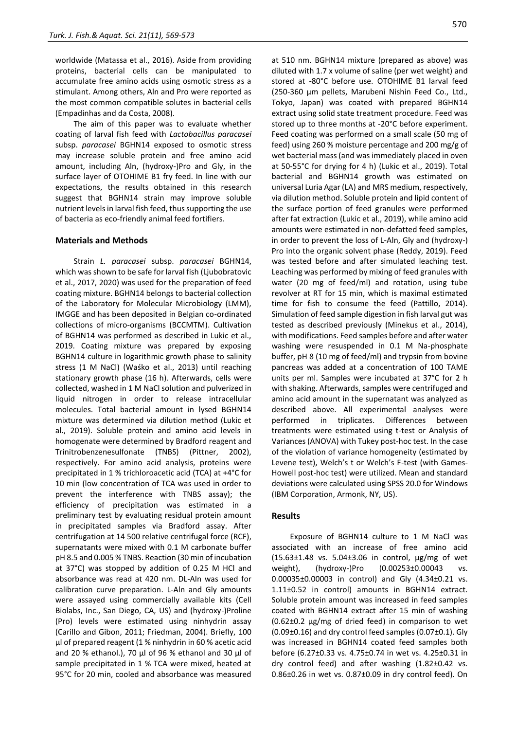worldwide (Matassa et al., 2016). Aside from providing proteins, bacterial cells can be manipulated to accumulate free amino acids using osmotic stress as a stimulant. Among others, Aln and Pro were reported as the most common compatible solutes in bacterial cells (Empadinhas and da Costa, 2008).

The aim of this paper was to evaluate whether coating of larval fish feed with *Lactobacillus paracasei* subsp. *paracasei* BGHN14 exposed to osmotic stress may increase soluble protein and free amino acid amount, including Aln, (hydroxy-)Pro and Gly, in the surface layer of OTOHIME B1 fry feed. In line with our expectations, the results obtained in this research suggest that BGHN14 strain may improve soluble nutrient levels in larval fish feed, thus supporting the use of bacteria as eco-friendly animal feed fortifiers.

## Materials and Methods

Strain *L. paracasei* subsp. *paracasei* BGHN14, which was shown to be safe for larval fish (Ljubobratovic et al., 2017, 2020) was used for the preparation of feed coating mixture. BGHN14 belongs to bacterial collection of the Laboratory for Molecular Microbiology (LMM), IMGGE and has been deposited in Belgian co-ordinated collections of micro-organisms (BCCMTM). Cultivation of BGHN14 was performed as described in Lukic et al., 2019. Coating mixture was prepared by exposing BGHN14 culture in logarithmic growth phase to salinity stress (1 M NaCl) (Waśko et al., 2013) until reaching stationary growth phase (16 h). Afterwards, cells were collected, washed in 1 M NaCl solution and pulverized in liquid nitrogen in order to release intracellular molecules. Total bacterial amount in lysed BGHN14 mixture was determined via dilution method (Lukic et al., 2019). Soluble protein and amino acid levels in homogenate were determined by Bradford reagent and Trinitrobenzenesulfonate (TNBS) (Pittner, 2002), respectively. For amino acid analysis, proteins were precipitated in 1 % trichloroacetic acid (TCA) at +4°C for 10 min (low concentration of TCA was used in order to prevent the interference with TNBS assay); the efficiency of precipitation was estimated in a preliminary test by evaluating residual protein amount in precipitated samples via Bradford assay. After centrifugation at 14 500 relative centrifugal force (RCF), supernatants were mixed with 0.1 M carbonate buffer pH 8.5 and 0.005 % TNBS. Reaction (30 min of incubation at 37°C) was stopped by addition of 0.25 M HCl and absorbance was read at 420 nm. DL-Aln was used for calibration curve preparation. L-Aln and Gly amounts were assayed using commercially available kits (Cell Biolabs, Inc., San Diego, CA, US) and (hydroxy-)Proline (Pro) levels were estimated using ninhydrin assay (Carillo and Gibon, 2011; Friedman, 2004). Briefly, 100 µl of prepared reagent (1 % ninhydrin in 60 % acetic acid and 20 % ethanol.), 70 µl of 96 % ethanol and 30 µl of sample precipitated in 1 % TCA were mixed, heated at 95°C for 20 min, cooled and absorbance was measured at 510 nm. BGHN14 mixture (prepared as above) was diluted with 1.7 x volume of saline (per wet weight) and stored at -80°C before use. OTOHIME B1 larval feed (250-360 µm pellets, Marubeni Nishin Feed Co., Ltd., Tokyo, Japan) was coated with prepared BGHN14 extract using solid state treatment procedure. Feed was stored up to three months at -20°C before experiment. Feed coating was performed on a small scale (50 mg of feed) using 260 % moisture percentage and 200 mg/g of wet bacterial mass (and was immediately placed in oven at 50-55°C for drying for 4 h) (Lukic et al., 2019). Total bacterial and BGHN14 growth was estimated on universal Luria Agar (LA) and MRS medium, respectively, via dilution method. Soluble protein and lipid content of the surface portion of feed granules were performed after fat extraction (Lukic et al., 2019), while amino acid amounts were estimated in non-defatted feed samples, in order to prevent the loss of L-Aln, Gly and (hydroxy-) Pro into the organic solvent phase (Reddy, 2019). Feed was tested before and after simulated leaching test. Leaching was performed by mixing of feed granules with water (20 mg of feed/ml) and rotation, using tube revolver at RT for 15 min, which is maximal estimated time for fish to consume the feed (Pattillo, 2014). Simulation of feed sample digestion in fish larval gut was tested as described previously (Minekus et al., 2014), with modifications. Feed samples before and after water washing were resuspended in 0.1 M Na-phosphate buffer, pH 8 (10 mg of feed/ml) and trypsin from bovine pancreas was added at a concentration of 100 TAME units per ml. Samples were incubated at 37°C for 2 h with shaking. Afterwards, samples were centrifuged and amino acid amount in the supernatant was analyzed as described above. All experimental analyses were performed in triplicates. Differences between treatments were estimated using t-test or Analysis of Variances (ANOVA) with Tukey post-hoc test. In the case of the violation of variance homogeneity (estimated by Levene test), Welch's t or Welch's F-test (with Games-Howell post-hoc test) were utilized. Mean and standard deviations were calculated using SPSS 20.0 for Windows (IBM Corporation, Armonk, NY, US).

## Results

Exposure of BGHN14 culture to 1 M NaCl was associated with an increase of free amino acid (15.63±1.48 vs. 5.04±3.06 in control, µg/mg of wet weight), (hydroxy-)Pro (0.00253±0.00043 vs. 0.00035±0.00003 in control) and Gly (4.34±0.21 vs. 1.11±0.52 in control) amounts in BGHN14 extract. Soluble protein amount was increased in feed samples coated with BGHN14 extract after 15 min of washing (0.62±0.2 µg/mg of dried feed) in comparison to wet (0.09±0.16) and dry control feed samples (0.07±0.1). Gly was increased in BGHN14 coated feed samples both before (6.27±0.33 vs. 4.75±0.74 in wet vs. 4.25±0.31 in dry control feed) and after washing (1.82±0.42 vs. 0.86±0.26 in wet vs. 0.87±0.09 in dry control feed). On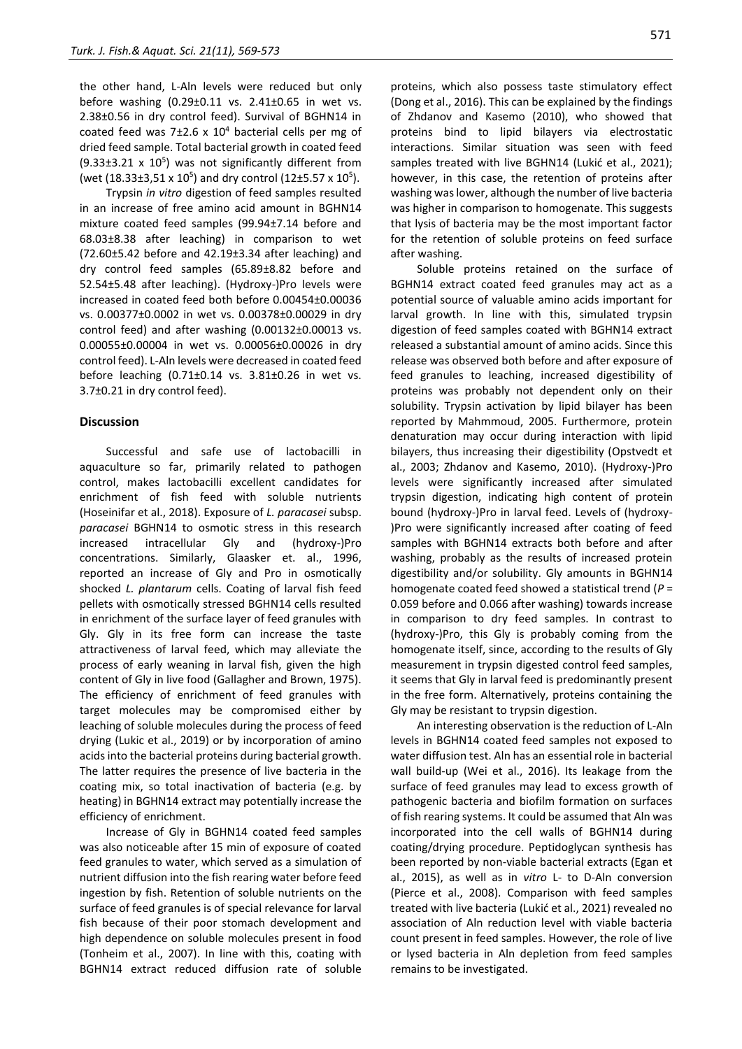the other hand, L-Aln levels were reduced but only before washing (0.29±0.11 vs. 2.41±0.65 in wet vs. 2.38±0.56 in dry control feed). Survival of BGHN14 in coated feed was 7±2.6 x $10^4$ bacterial cells per mg of dried feed sample. Total bacterial growth in coated feed (9.33±3.21 x $10^5$) was not significantly different from (wet (18.33±3,51 x $10^5$) and dry control (12±5.57 x $10^5$).

Trypsin *in vitro* digestion of feed samples resulted in an increase of free amino acid amount in BGHN14 mixture coated feed samples (99.94±7.14 before and 68.03±8.38 after leaching) in comparison to wet (72.60±5.42 before and 42.19±3.34 after leaching) and dry control feed samples (65.89±8.82 before and 52.54±5.48 after leaching). (Hydroxy-)Pro levels were increased in coated feed both before 0.00454±0.00036 vs. 0.00377±0.0002 in wet vs. 0.00378±0.00029 in dry control feed) and after washing (0.00132±0.00013 vs. 0.00055±0.00004 in wet vs. 0.00056±0.00026 in dry control feed). L-Aln levels were decreased in coated feed before leaching (0.71±0.14 vs. 3.81±0.26 in wet vs. 3.7±0.21 in dry control feed).

## Discussion

Successful and safe use of lactobacilli in aquaculture so far, primarily related to pathogen control, makes lactobacilli excellent candidates for enrichment of fish feed with soluble nutrients (Hoseinifar et al., 2018). Exposure of *L. paracasei* subsp. *paracasei* BGHN14 to osmotic stress in this research increased intracellular Gly and (hydroxy-)Pro concentrations. Similarly, Glaasker et. al., 1996, reported an increase of Gly and Pro in osmotically shocked *L. plantarum* cells. Coating of larval fish feed pellets with osmotically stressed BGHN14 cells resulted in enrichment of the surface layer of feed granules with Gly. Gly in its free form can increase the taste attractiveness of larval feed, which may alleviate the process of early weaning in larval fish, given the high content of Gly in live food (Gallagher and Brown, 1975). The efficiency of enrichment of feed granules with target molecules may be compromised either by leaching of soluble molecules during the process of feed drying (Lukic et al., 2019) or by incorporation of amino acids into the bacterial proteins during bacterial growth. The latter requires the presence of live bacteria in the coating mix, so total inactivation of bacteria (e.g. by heating) in BGHN14 extract may potentially increase the efficiency of enrichment.

Increase of Gly in BGHN14 coated feed samples was also noticeable after 15 min of exposure of coated feed granules to water, which served as a simulation of nutrient diffusion into the fish rearing water before feed ingestion by fish. Retention of soluble nutrients on the surface of feed granules is of special relevance for larval fish because of their poor stomach development and high dependence on soluble molecules present in food (Tonheim et al., 2007). In line with this, coating with BGHN14 extract reduced diffusion rate of soluble proteins, which also possess taste stimulatory effect (Dong et al., 2016). This can be explained by the findings of Zhdanov and Kasemo (2010), who showed that proteins bind to lipid bilayers via electrostatic interactions. Similar situation was seen with feed samples treated with live BGHN14 (Lukić et al., 2021); however, in this case, the retention of proteins after washing was lower, although the number of live bacteria was higher in comparison to homogenate. This suggests that lysis of bacteria may be the most important factor for the retention of soluble proteins on feed surface after washing.

Soluble proteins retained on the surface of BGHN14 extract coated feed granules may act as a potential source of valuable amino acids important for larval growth. In line with this, simulated trypsin digestion of feed samples coated with BGHN14 extract released a substantial amount of amino acids. Since this release was observed both before and after exposure of feed granules to leaching, increased digestibility of proteins was probably not dependent only on their solubility. Trypsin activation by lipid bilayer has been reported by Mahmmoud, 2005. Furthermore, protein denaturation may occur during interaction with lipid bilayers, thus increasing their digestibility (Opstvedt et al., 2003; Zhdanov and Kasemo, 2010). (Hydroxy-)Pro levels were significantly increased after simulated trypsin digestion, indicating high content of protein bound (hydroxy-)Pro in larval feed. Levels of (hydroxy-)Pro were significantly increased after coating of feed samples with BGHN14 extracts both before and after washing, probably as the results of increased protein digestibility and/or solubility. Gly amounts in BGHN14 homogenate coated feed showed a statistical trend ($P$ = 0.059 before and 0.066 after washing) towards increase in comparison to dry feed samples. In contrast to (hydroxy-)Pro, this Gly is probably coming from the homogenate itself, since, according to the results of Gly measurement in trypsin digested control feed samples, it seems that Gly in larval feed is predominantly present in the free form. Alternatively, proteins containing the Gly may be resistant to trypsin digestion.

An interesting observation is the reduction of L-Aln levels in BGHN14 coated feed samples not exposed to water diffusion test. Aln has an essential role in bacterial wall build-up (Wei et al., 2016). Its leakage from the surface of feed granules may lead to excess growth of pathogenic bacteria and biofilm formation on surfaces of fish rearing systems. It could be assumed that Aln was incorporated into the cell walls of BGHN14 during coating/drying procedure. Peptidoglycan synthesis has been reported by non-viable bacterial extracts (Egan et al., 2015), as well as in *vitro* L- to D-Aln conversion (Pierce et al., 2008). Comparison with feed samples treated with live bacteria (Lukić et al., 2021) revealed no association of Aln reduction level with viable bacteria count present in feed samples. However, the role of live or lysed bacteria in Aln depletion from feed samples remains to be investigated.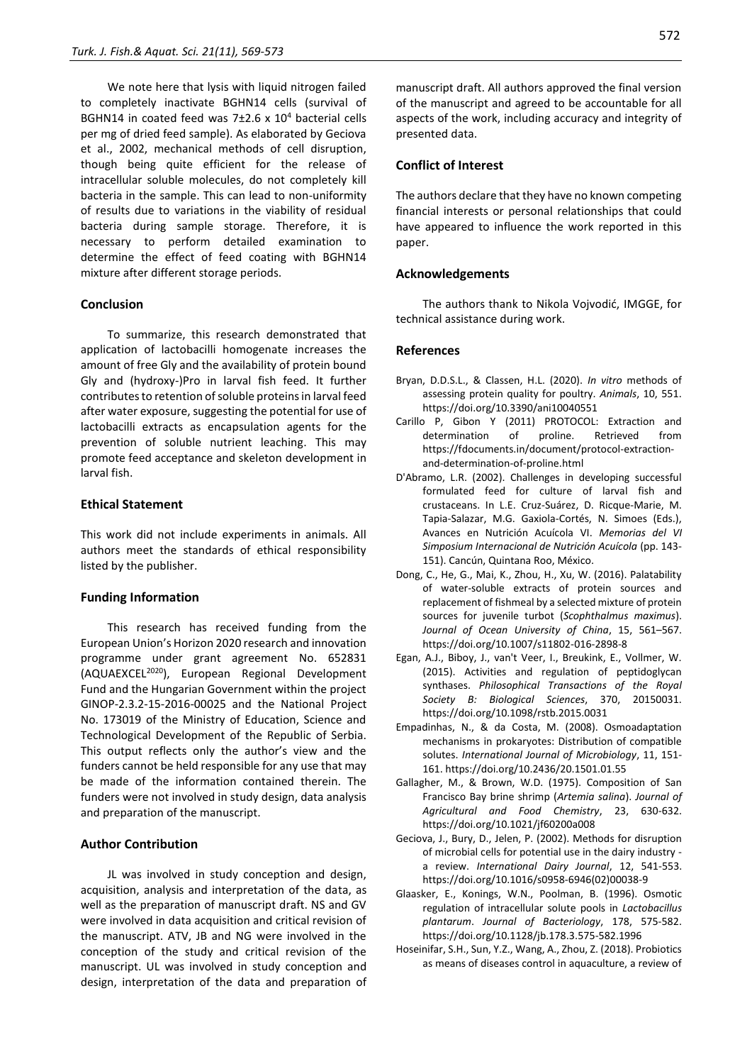We note here that lysis with liquid nitrogen failed to completely inactivate BGHN14 cells (survival of BGHN14 in coated feed was $7 \pm 2.6 \times 10^4$ bacterial cells per mg of dried feed sample). As elaborated by Geciova et al., 2002, mechanical methods of cell disruption, though being quite efficient for the release of intracellular soluble molecules, do not completely kill bacteria in the sample. This can lead to non-uniformity of results due to variations in the viability of residual bacteria during sample storage. Therefore, it is necessary to perform detailed examination to determine the effect of feed coating with BGHN14 mixture after different storage periods.

## Conclusion

To summarize, this research demonstrated that application of lactobacilli homogenate increases the amount of free Gly and the availability of protein bound Gly and (hydroxy-)Pro in larval fish feed. It further contributes to retention of soluble proteins in larval feed after water exposure, suggesting the potential for use of lactobacilli extracts as encapsulation agents for the prevention of soluble nutrient leaching. This may promote feed acceptance and skeleton development in larval fish.

## Ethical Statement

This work did not include experiments in animals. All authors meet the standards of ethical responsibility listed by the publisher.

## Funding Information

This research has received funding from the European Union's Horizon 2020 research and innovation programme under grant agreement No. 652831 (AQUAEXCEL[2020]), European Regional Development Fund and the Hungarian Government within the project GINOP-2.3.2-15-2016-00025 and the National Project No. 173019 of the Ministry of Education, Science and Technological Development of the Republic of Serbia. This output reflects only the author's view and the funders cannot be held responsible for any use that may be made of the information contained therein. The funders were not involved in study design, data analysis and preparation of the manuscript.

## Author Contribution

JL was involved in study conception and design, acquisition, analysis and interpretation of the data, as well as the preparation of manuscript draft. NS and GV were involved in data acquisition and critical revision of the manuscript. ATV, JB and NG were involved in the conception of the study and critical revision of the manuscript. UL was involved in study conception and design, interpretation of the data and preparation of manuscript draft. All authors approved the final version of the manuscript and agreed to be accountable for all aspects of the work, including accuracy and integrity of presented data.

## Conflict of Interest

The authors declare that they have no known competing financial interests or personal relationships that could have appeared to influence the work reported in this paper.

## Acknowledgements

The authors thank to Nikola Vojvodić, IMGGE, for technical assistance during work.

## References

Bryan, D.D.S.L., & Classen, H.L. (2020). *In vitro* methods of assessing protein quality for poultry. *Animals*, 10, 551. https://doi.org/10.3390/ani10040551

Carillo P, Gibon Y (2011) PROTOCOL: Extraction and determination of proline. Retrieved from https://fdocuments.in/document/protocol-extraction-and-determination-of-proline.html

D'Abramo, L.R. (2002). Challenges in developing successful formulated feed for culture of larval fish and crustaceans. In L.E. Cruz-Suárez, D. Ricque-Marie, M. Tapia-Salazar, M.G. Gaxiola-Cortés, N. Simoes (Eds.), Avances en Nutrición Acuícola VI. *Memorias del VI Simposium Internacional de Nutrición Acuícola* (pp. 143-151). Cancún, Quintana Roo, México.

Dong, C., He, G., Mai, K., Zhou, H., Xu, W. (2016). Palatability of water-soluble extracts of protein sources and replacement of fishmeal by a selected mixture of protein sources for juvenile turbot (*Scophthalmus maximus*). *Journal of Ocean University of China*, 15, 561–567. https://doi.org/10.1007/s11802-016-2898-8

Egan, A.J., Biboy, J., van't Veer, I., Breukink, E., Vollmer, W. (2015). Activities and regulation of peptidoglycan synthases. *Philosophical Transactions of the Royal Society B: Biological Sciences*, 370, 20150031. https://doi.org/10.1098/rstb.2015.0031

Empadinhas, N., & da Costa, M. (2008). Osmoadaptation mechanisms in prokaryotes: Distribution of compatible solutes. *International Journal of Microbiology*, 11, 151-161. https://doi.org/10.2436/20.1501.01.55

Gallagher, M., & Brown, W.D. (1975). Composition of San Francisco Bay brine shrimp (*Artemia salina*). *Journal of Agricultural and Food Chemistry*, 23, 630-632. https://doi.org/10.1021/jf60200a008

Geciova, J., Bury, D., Jelen, P. (2002). Methods for disruption of microbial cells for potential use in the dairy industry - a review. *International Dairy Journal*, 12, 541-553. https://doi.org/10.1016/s0958-6946(02)00038-9

Glaasker, E., Konings, W.N., Poolman, B. (1996). Osmotic regulation of intracellular solute pools in *Lactobacillus plantarum*. *Journal of Bacteriology*, 178, 575-582. https://doi.org/10.1128/jb.178.3.575-582.1996

Hoseinifar, S.H., Sun, Y.Z., Wang, A., Zhou, Z. (2018). Probiotics as means of diseases control in aquaculture, a review of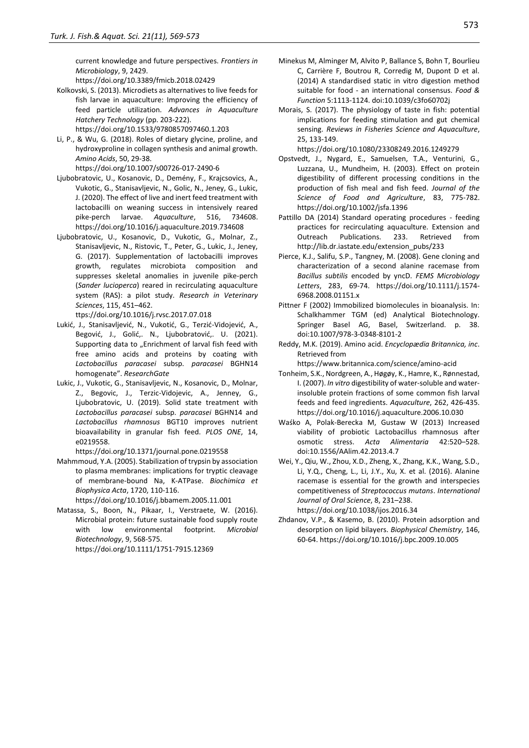current knowledge and future perspectives. *Frontiers in Microbiology*, 9, 2429. https://doi.org/10.3389/fmicb.2018.02429

Kolkovski, S. (2013). Microdiets as alternatives to live feeds for fish larvae in aquaculture: Improving the efficiency of feed particle utilization. *Advances in Aquaculture Hatchery Technology* (pp. 203-222). https://doi.org/10.1533/9780857097460.1.203

Li, P., & Wu, G. (2018). Roles of dietary glycine, proline, and hydroxyproline in collagen synthesis and animal growth. *Amino Acids*, 50, 29-38. https://doi.org/10.1007/s00726-017-2490-6

Ljubobratovic, U., Kosanovic, D., Demény, F., Krajcsovics, A., Vukotic, G., Stanisavljevic, N., Golic, N., Jeney, G., Lukic, J. (2020). The effect of live and inert feed treatment with lactobacilli on weaning success in intensively reared pike-perch larvae. *Aquaculture*, 516, 734608. https://doi.org/10.1016/j.aquaculture.2019.734608

Ljubobratovic, U., Kosanovic, D., Vukotic, G., Molnar, Z., Stanisavljevic, N., Ristovic, T., Peter, G., Lukic, J., Jeney, G. (2017). Supplementation of lactobacilli improves growth, regulates microbiota composition and suppresses skeletal anomalies in juvenile pike-perch (*Sander lucioperca*) reared in recirculating aquaculture system (RAS): a pilot study. *Research in Veterinary Sciences*, 115, 451–462. ttps://doi.org/10.1016/j.rvsc.2017.07.018

Lukić, J., Stanisavljević, N., Vukotić, G., Terzić-Vidojević, A., Begović, J., Golić,. N., Ljubobratović,. U. (2021). Supporting data to „Enrichment of larval fish feed with free amino acids and proteins by coating with *Lactobacillus paracasei* subsp. *paracasei* BGHN14 homogenate". *ResearchGate*

Lukic, J., Vukotic, G., Stanisavljevic, N., Kosanovic, D., Molnar, Z., Begovic, J., Terzic-Vidojevic, A., Jenney, G., Ljubobratovic, U. (2019). Solid state treatment with *Lactobacillus paracasei* subsp. *paracasei* BGHN14 and *Lactobacillus rhamnosus* BGT10 improves nutrient bioavailability in granular fish feed. *PLOS ONE*, 14, e0219558. https://doi.org/10.1371/journal.pone.0219558

Mahmmoud, Y.A. (2005). Stabilization of trypsin by association to plasma membranes: implications for tryptic cleavage of membrane-bound Na, K-ATPase. *Biochimica et Biophysica Acta*, 1720, 110-116. https://doi.org/10.1016/j.bbamem.2005.11.001

Matassa, S., Boon, N., Pikaar, I., Verstraete, W. (2016). Microbial protein: future sustainable food supply route with low environmental footprint. *Microbial Biotechnology*, 9, 568-575. https://doi.org/10.1111/1751-7915.12369

Minekus M, Alminger M, Alvito P, Ballance S, Bohn T, Bourlieu C, Carrière F, Boutrou R, Corredig M, Dupont D et al. (2014) A standardised static in vitro digestion method suitable for food - an international consensus. *Food & Function* 5:1113-1124. doi:10.1039/c3fo60702j

Morais, S. (2017). The physiology of taste in fish: potential implications for feeding stimulation and gut chemical sensing. *Reviews in Fisheries Science and Aquaculture*, 25, 133-149. https://doi.org/10.1080/23308249.2016.1249279

Opstvedt, J., Nygard, E., Samuelsen, T.A., Venturini, G., Luzzana, U., Mundheim, H. (2003). Effect on protein digestibility of different processing conditions in the production of fish meal and fish feed. *Journal of the Science of Food and Agriculture*, 83, 775-782. https://doi.org/10.1002/jsfa.1396

Pattillo DA (2014) Standard operating procedures - feeding practices for recirculating aquaculture. Extension and Outreach Publications. 233. Retrieved from http://lib.dr.iastate.edu/extension_pubs/233

Pierce, K.J., Salifu, S.P., Tangney, M. (2008). Gene cloning and characterization of a second alanine racemase from *Bacillus subtilis* encoded by yncD. *FEMS Microbiology Letters*, 283, 69-74. https://doi.org/10.1111/j.1574-6968.2008.01151.x

Pittner F (2002) Immobilized biomolecules in bioanalysis. In: Schalkhammer TGM (ed) Analytical Biotechnology. Springer Basel AG, Basel, Switzerland. p. 38. doi:10.1007/978-3-0348-8101-2

Reddy, M.K. (2019). Amino acid. *Encyclopædia Britannica, inc*. Retrieved from https://www.britannica.com/science/amino-acid

Tonheim, S.K., Nordgreen, A., Høgøy, K., Hamre, K., Rønnestad, I. (2007). *In vitro* digestibility of water-soluble and water-insoluble protein fractions of some common fish larval feeds and feed ingredients. *Aquaculture*, 262, 426-435. https://doi.org/10.1016/j.aquaculture.2006.10.030

Waśko A, Polak-Berecka M, Gustaw W (2013) Increased viability of probiotic Lactobacillus rhamnosus after osmotic stress. *Acta Alimentaria* 42:520–528. doi:10.1556/AAlim.42.2013.4.7

Wei, Y., Qiu, W., Zhou, X.D., Zheng, X., Zhang, K.K., Wang, S.D., Li, Y.Q., Cheng, L., Li, J.Y., Xu, X. et al. (2016). Alanine racemase is essential for the growth and interspecies competitiveness of *Streptococcus mutans*. *International Journal of Oral Science*, 8, 231–238. https://doi.org/10.1038/ijos.2016.34

Zhdanov, V.P., & Kasemo, B. (2010). Protein adsorption and desorption on lipid bilayers. *Biophysical Chemistry*, 146, 60-64. https://doi.org/10.1016/j.bpc.2009.10.005